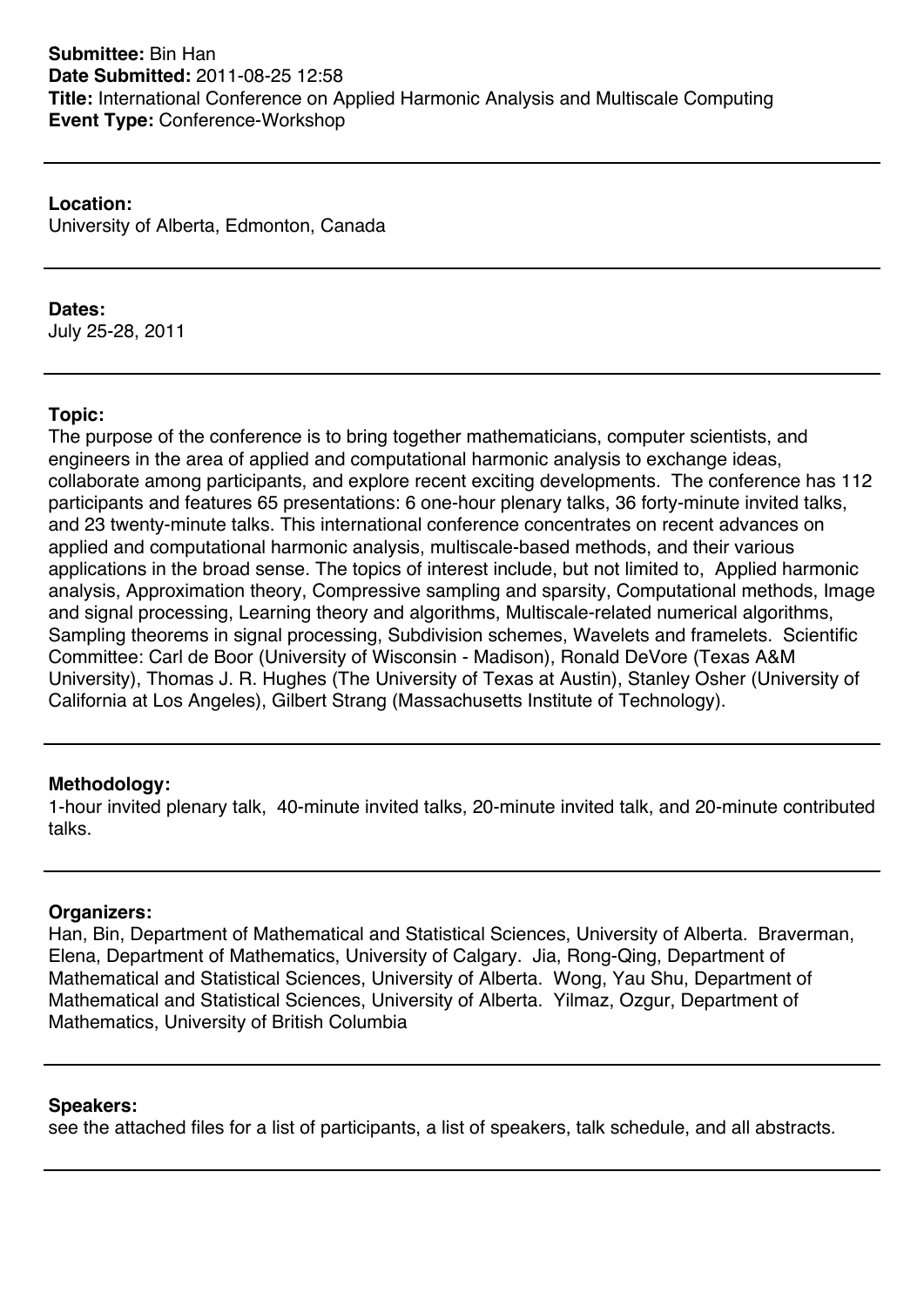**Submittee:** Bin Han
**Date Submitted:** 2011-08-25 12:58
**Title:** International Conference on Applied Harmonic Analysis and Multiscale Computing
**Event Type:** Conference-Workshop

---

**Location:**
University of Alberta, Edmonton, Canada

---

**Dates:**
July 25-28, 2011

---

**Topic:**
The purpose of the conference is to bring together mathematicians, computer scientists, and engineers in the area of applied and computational harmonic analysis to exchange ideas, collaborate among participants, and explore recent exciting developments. The conference has 112 participants and features 65 presentations: 6 one-hour plenary talks, 36 forty-minute invited talks, and 23 twenty-minute talks. This international conference concentrates on recent advances on applied and computational harmonic analysis, multiscale-based methods, and their various applications in the broad sense. The topics of interest include, but not limited to, Applied harmonic analysis, Approximation theory, Compressive sampling and sparsity, Computational methods, Image and signal processing, Learning theory and algorithms, Multiscale-related numerical algorithms, Sampling theorems in signal processing, Subdivision schemes, Wavelets and framelets. Scientific Committee: Carl de Boor (University of Wisconsin - Madison), Ronald DeVore (Texas A&M University), Thomas J. R. Hughes (The University of Texas at Austin), Stanley Osher (University of California at Los Angeles), Gilbert Strang (Massachusetts Institute of Technology).

---

**Methodology:**
1-hour invited plenary talk, 40-minute invited talks, 20-minute invited talk, and 20-minute contributed talks.

---

**Organizers:**
Han, Bin, Department of Mathematical and Statistical Sciences, University of Alberta. Braverman, Elena, Department of Mathematics, University of Calgary. Jia, Rong-Qing, Department of Mathematical and Statistical Sciences, University of Alberta. Wong, Yau Shu, Department of Mathematical and Statistical Sciences, University of Alberta. Yilmaz, Ozgur, Department of Mathematics, University of British Columbia

---

**Speakers:**
see the attached files for a list of participants, a list of speakers, talk schedule, and all abstracts.

---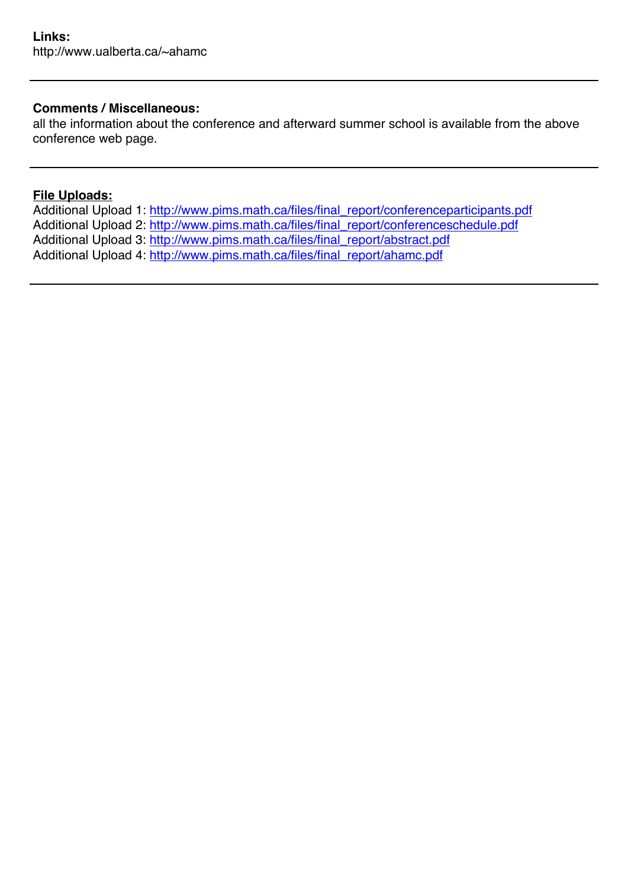**Links:**
http://www.ualberta.ca/~ahamc

---

**Comments / Miscellaneous:**
all the information about the conference and afterward summer school is available from the above conference web page.

---

**File Uploads:**
Additional Upload 1: http://www.pims.math.ca/files/final_report/conferenceparticipants.pdf
Additional Upload 2: http://www.pims.math.ca/files/final_report/conferenceschedule.pdf
Additional Upload 3: http://www.pims.math.ca/files/final_report/abstract.pdf
Additional Upload 4: http://www.pims.math.ca/files/final_report/ahamc.pdf

---